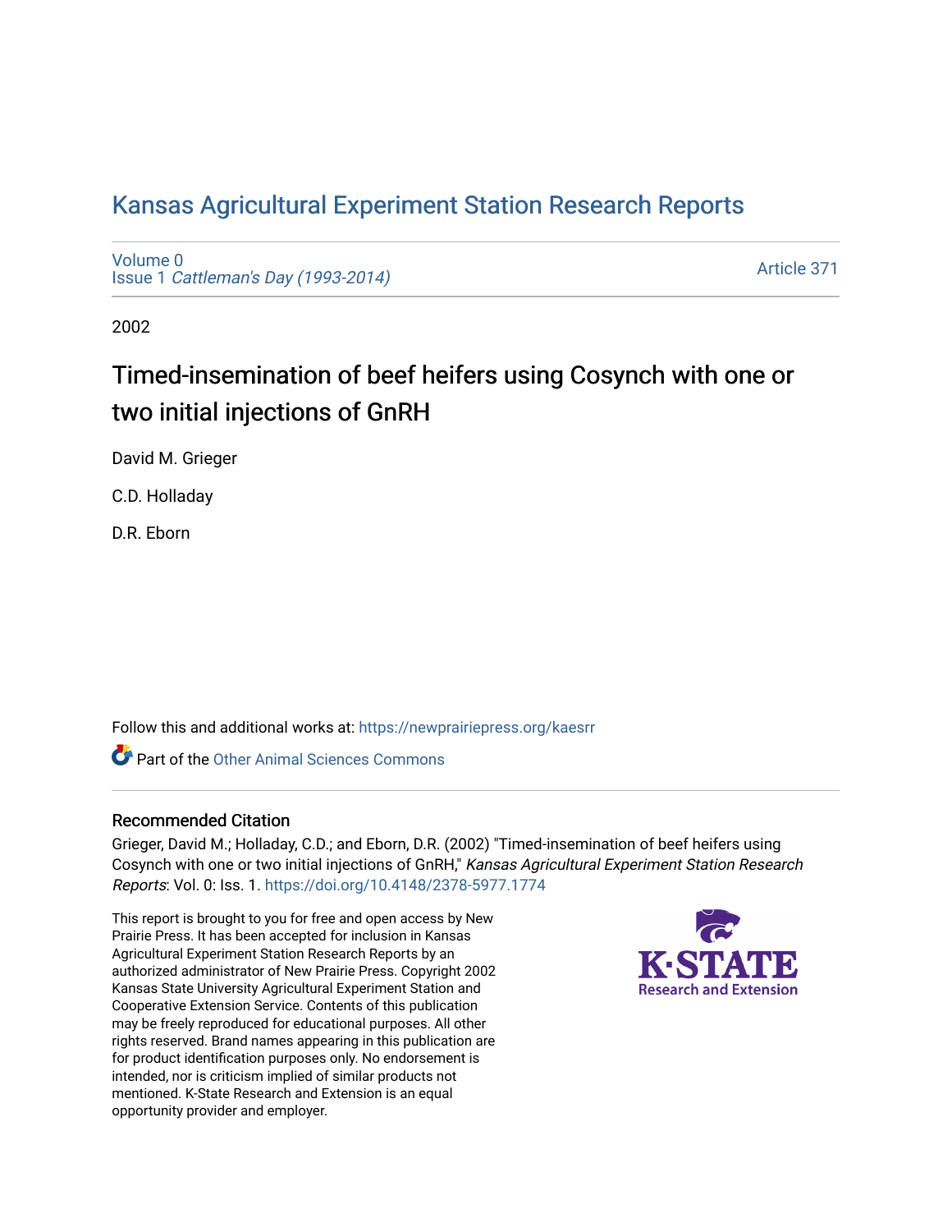# Kansas Agricultural Experiment Station Research Reports

Volume 0
Issue 1 *Cattleman's Day (1993-2014)*

Article 371

2002

## Timed-insemination of beef heifers using Cosynch with one or two initial injections of GnRH

David M. Grieger

C.D. Holladay

D.R. Eborn

Follow this and additional works at: https://newprairiepress.org/kaesrr

Part of the Other Animal Sciences Commons

### Recommended Citation

Grieger, David M.; Holladay, C.D.; and Eborn, D.R. (2002) "Timed-insemination of beef heifers using Cosynch with one or two initial injections of GnRH," *Kansas Agricultural Experiment Station Research Reports*: Vol. 0: Iss. 1. https://doi.org/10.4148/2378-5977.1774

This report is brought to you for free and open access by New Prairie Press. It has been accepted for inclusion in Kansas Agricultural Experiment Station Research Reports by an authorized administrator of New Prairie Press. Copyright 2002 Kansas State University Agricultural Experiment Station and Cooperative Extension Service. Contents of this publication may be freely reproduced for educational purposes. All other rights reserved. Brand names appearing in this publication are for product identification purposes only. No endorsement is intended, nor is criticism implied of similar products not mentioned. K-State Research and Extension is an equal opportunity provider and employer.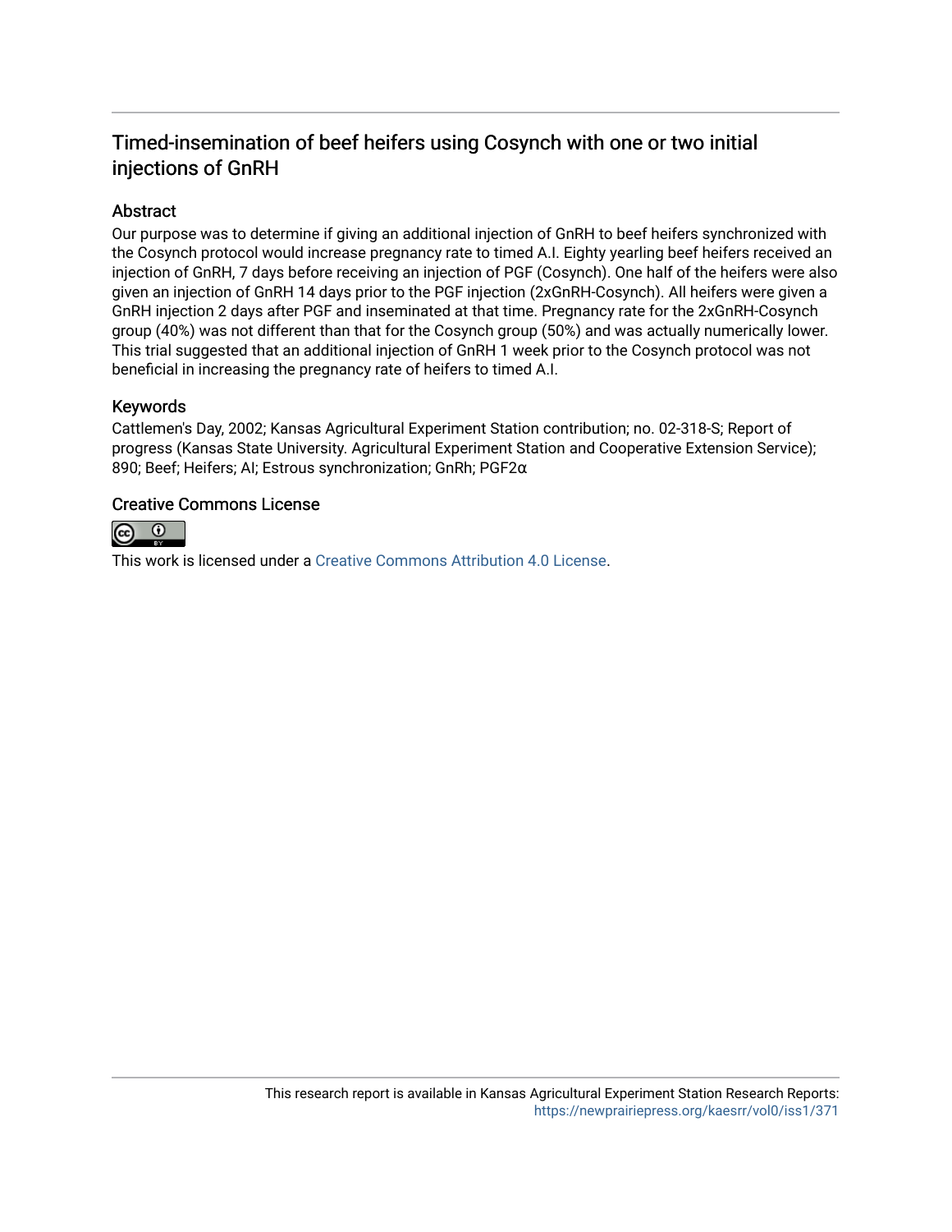# Timed-insemination of beef heifers using Cosynch with one or two initial injections of GnRH

## Abstract

Our purpose was to determine if giving an additional injection of GnRH to beef heifers synchronized with the Cosynch protocol would increase pregnancy rate to timed A.I. Eighty yearling beef heifers received an injection of GnRH, 7 days before receiving an injection of PGF (Cosynch). One half of the heifers were also given an injection of GnRH 14 days prior to the PGF injection (2xGnRH-Cosynch). All heifers were given a GnRH injection 2 days after PGF and inseminated at that time. Pregnancy rate for the 2xGnRH-Cosynch group (40%) was not different than that for the Cosynch group (50%) and was actually numerically lower. This trial suggested that an additional injection of GnRH 1 week prior to the Cosynch protocol was not beneficial in increasing the pregnancy rate of heifers to timed A.I.

## Keywords

Cattlemen's Day, 2002; Kansas Agricultural Experiment Station contribution; no. 02-318-S; Report of progress (Kansas State University. Agricultural Experiment Station and Cooperative Extension Service); 890; Beef; Heifers; AI; Estrous synchronization; GnRh; PGF2α

## Creative Commons License

This work is licensed under a Creative Commons Attribution 4.0 License.

This research report is available in Kansas Agricultural Experiment Station Research Reports: https://newprairiepress.org/kaesrr/vol0/iss1/371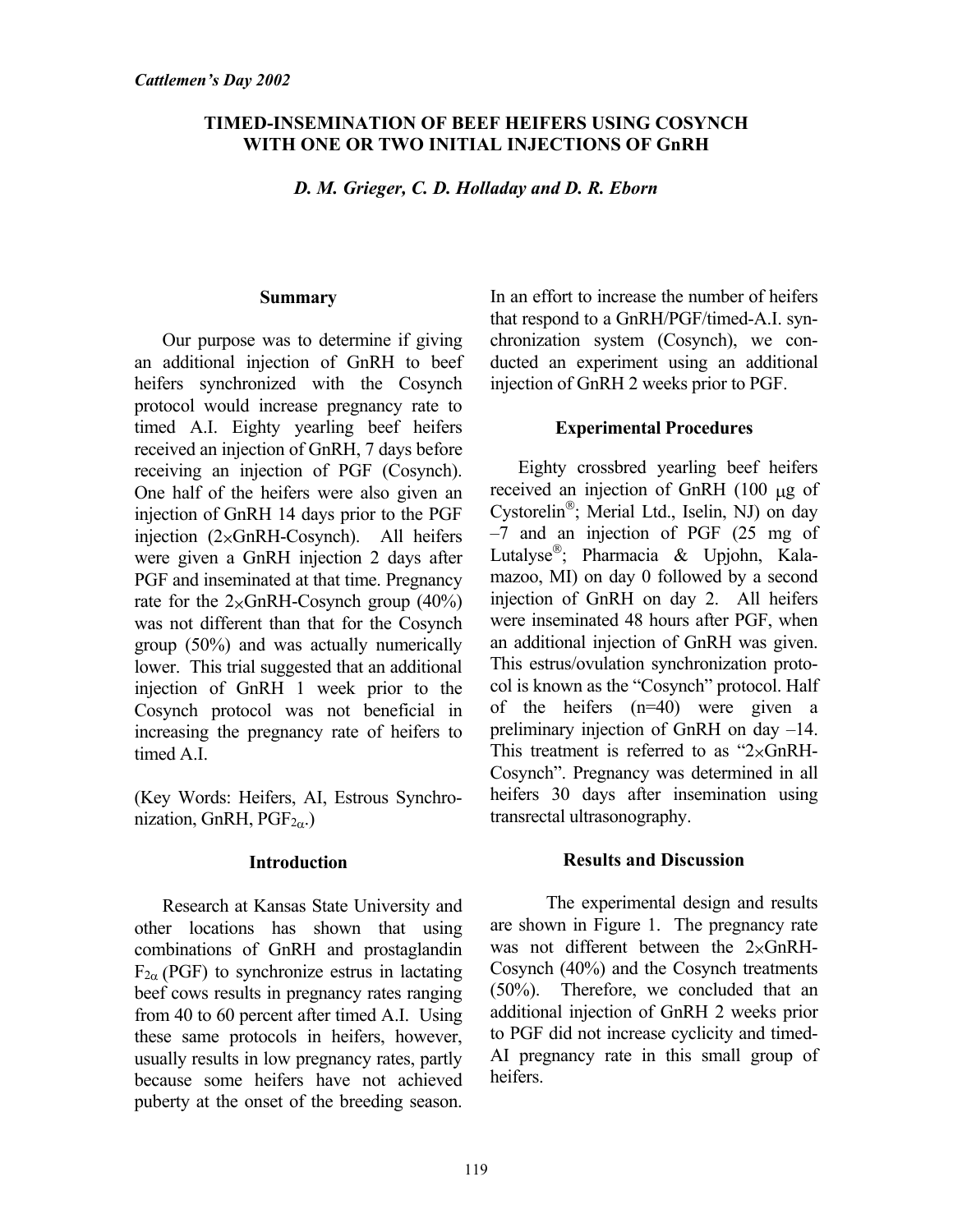*Cattlemen's Day 2002*

# TIMED-INSEMINATION OF BEEF HEIFERS USING COSYNCH WITH ONE OR TWO INITIAL INJECTIONS OF GnRH

***D. M. Grieger, C. D. Holladay and D. R. Eborn***

## Summary

Our purpose was to determine if giving an additional injection of GnRH to beef heifers synchronized with the Cosynch protocol would increase pregnancy rate to timed A.I. Eighty yearling beef heifers received an injection of GnRH, 7 days before receiving an injection of PGF (Cosynch). One half of the heifers were also given an injection of GnRH 14 days prior to the PGF injection (2×GnRH-Cosynch). All heifers were given a GnRH injection 2 days after PGF and inseminated at that time. Pregnancy rate for the 2×GnRH-Cosynch group (40%) was not different than that for the Cosynch group (50%) and was actually numerically lower. This trial suggested that an additional injection of GnRH 1 week prior to the Cosynch protocol was not beneficial in increasing the pregnancy rate of heifers to timed A.I.

(Key Words: Heifers, AI, Estrous Synchronization, GnRH, $PGF_{2\alpha}$.)

## Introduction

Research at Kansas State University and other locations has shown that using combinations of GnRH and prostaglandin $F_{2\alpha}$ (PGF) to synchronize estrus in lactating beef cows results in pregnancy rates ranging from 40 to 60 percent after timed A.I. Using these same protocols in heifers, however, usually results in low pregnancy rates, partly because some heifers have not achieved puberty at the onset of the breeding season. In an effort to increase the number of heifers that respond to a GnRH/PGF/timed-A.I. synchronization system (Cosynch), we conducted an experiment using an additional injection of GnRH 2 weeks prior to PGF.

## Experimental Procedures

Eighty crossbred yearling beef heifers received an injection of GnRH (100 μg of Cystorelin®; Merial Ltd., Iselin, NJ) on day –7 and an injection of PGF (25 mg of Lutalyse®; Pharmacia & Upjohn, Kalamazoo, MI) on day 0 followed by a second injection of GnRH on day 2. All heifers were inseminated 48 hours after PGF, when an additional injection of GnRH was given. This estrus/ovulation synchronization protocol is known as the "Cosynch" protocol. Half of the heifers (n=40) were given a preliminary injection of GnRH on day –14. This treatment is referred to as "2×GnRH-Cosynch". Pregnancy was determined in all heifers 30 days after insemination using transrectal ultrasonography.

## Results and Discussion

The experimental design and results are shown in Figure 1. The pregnancy rate was not different between the 2×GnRH-Cosynch (40%) and the Cosynch treatments (50%). Therefore, we concluded that an additional injection of GnRH 2 weeks prior to PGF did not increase cyclicity and timed-AI pregnancy rate in this small group of heifers.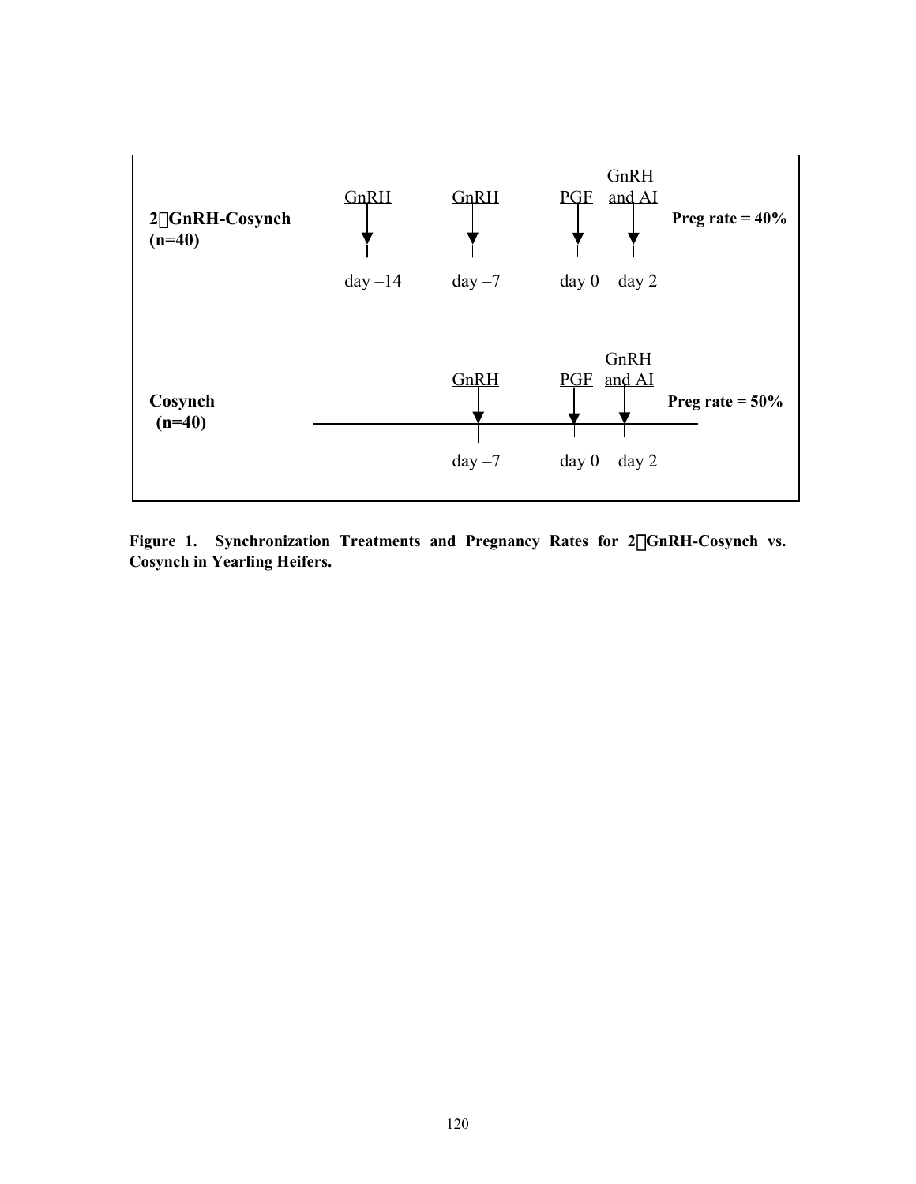2GnRH-Cosynch
(n=40)

GnRH day –14

GnRH day –7

PGF day 0

GnRH and AI day 2

Preg rate = 40%

Cosynch
(n=40)

GnRH day –7

PGF day 0

GnRH and AI day 2

Preg rate = 50%

**Figure 1. Synchronization Treatments and Pregnancy Rates for 2GnRH-Cosynch vs. Cosynch in Yearling Heifers.**